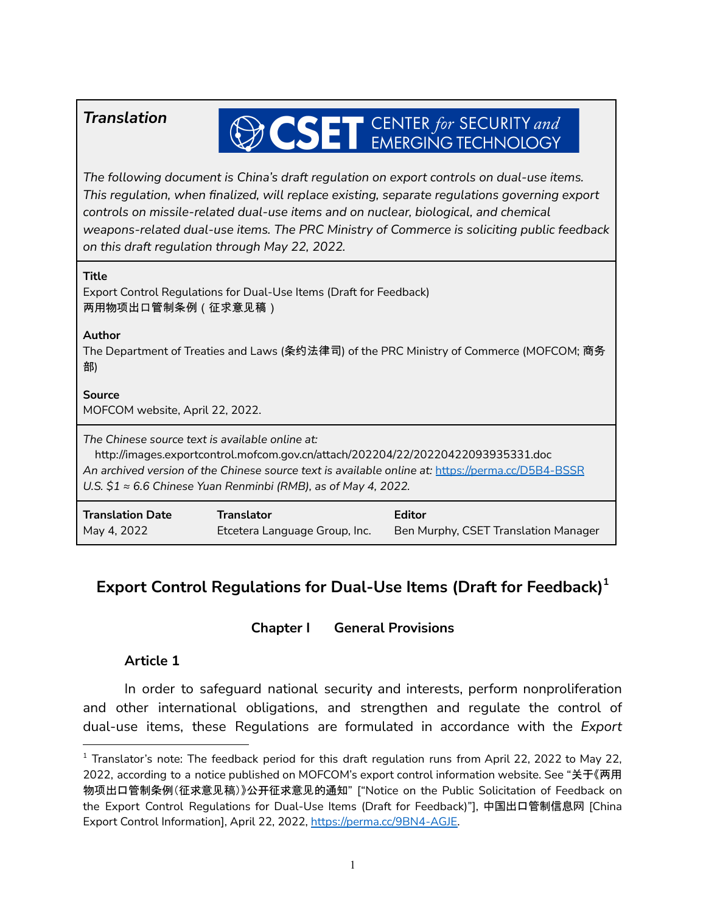***Translation***

CSET CENTER *for* SECURITY *and* EMERGING TECHNOLOGY

*The following document is China's draft regulation on export controls on dual-use items. This regulation, when finalized, will replace existing, separate regulations governing export controls on missile-related dual-use items and on nuclear, biological, and chemical weapons-related dual-use items. The PRC Ministry of Commerce is soliciting public feedback on this draft regulation through May 22, 2022.*

**Title**
Export Control Regulations for Dual-Use Items (Draft for Feedback)
两用物项出口管制条例（征求意见稿）

**Author**
The Department of Treaties and Laws (条约法律司) of the PRC Ministry of Commerce (MOFCOM; 商务部)

**Source**
MOFCOM website, April 22, 2022.

*The Chinese source text is available online at:*
http://images.exportcontrol.mofcom.gov.cn/attach/202204/22/20220422093935331.doc
*An archived version of the Chinese source text is available online at:* https://perma.cc/D5B4-BSSR
*U.S. $1 ≈ 6.6 Chinese Yuan Renminbi (RMB), as of May 4, 2022.*

| Translation Date | Translator | Editor |
|---|---|---|
| May 4, 2022 | Etcetera Language Group, Inc. | Ben Murphy, CSET Translation Manager |

# Export Control Regulations for Dual-Use Items (Draft for Feedback)[1]

## Chapter I General Provisions

### Article 1

In order to safeguard national security and interests, perform nonproliferation and other international obligations, and strengthen and regulate the control of dual-use items, these Regulations are formulated in accordance with the *Export*

[1] Translator's note: The feedback period for this draft regulation runs from April 22, 2022 to May 22, 2022, according to a notice published on MOFCOM's export control information website. See "关于《两用物项出口管制条例(征求意见稿)》公开征求意见的通知" ["Notice on the Public Solicitation of Feedback on the Export Control Regulations for Dual-Use Items (Draft for Feedback)"], 中国出口管制信息网 [China Export Control Information], April 22, 2022, https://perma.cc/9BN4-AGJE.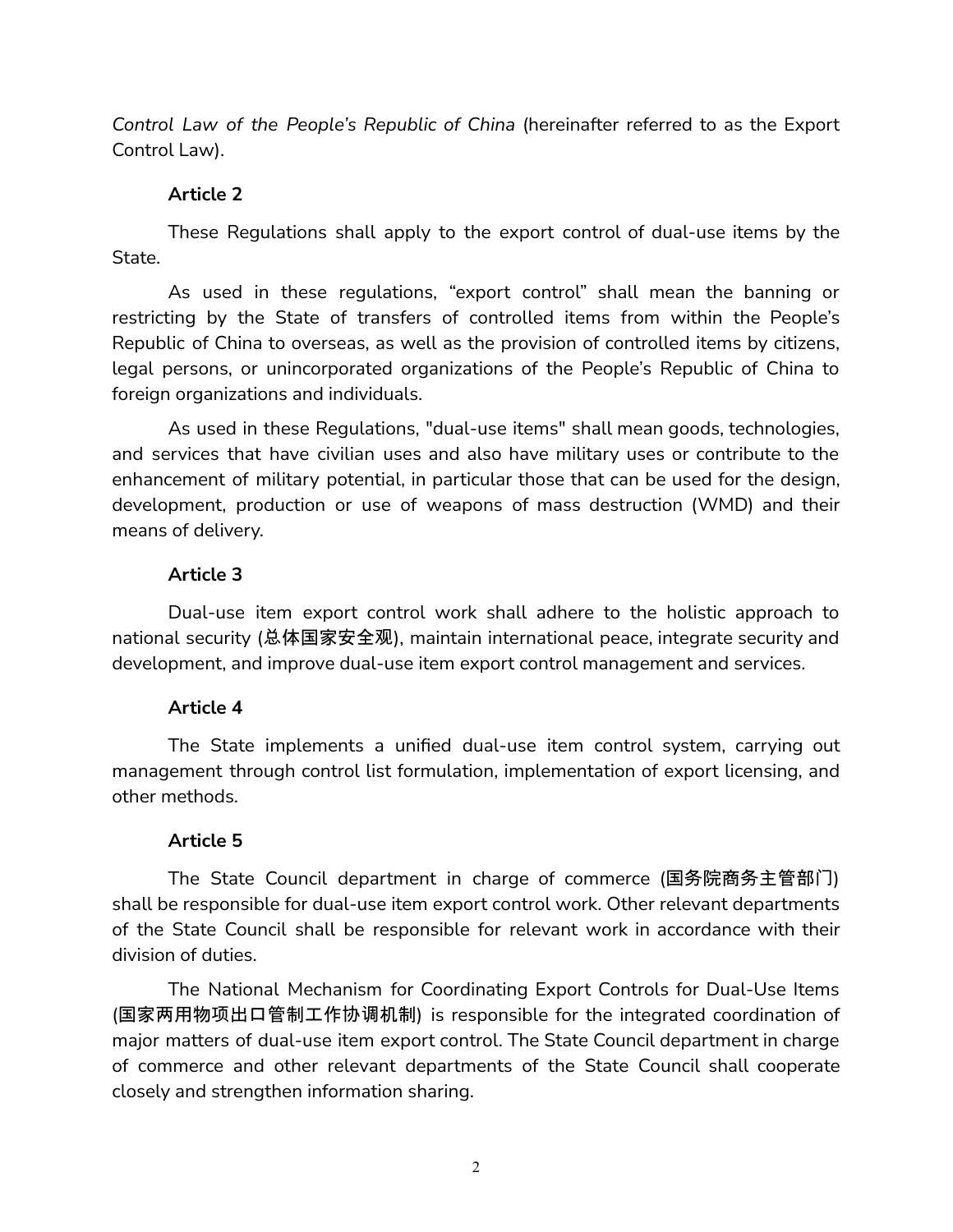*Control Law of the People's Republic of China* (hereinafter referred to as the Export Control Law).

**Article 2**

These Regulations shall apply to the export control of dual-use items by the State.

As used in these regulations, "export control" shall mean the banning or restricting by the State of transfers of controlled items from within the People's Republic of China to overseas, as well as the provision of controlled items by citizens, legal persons, or unincorporated organizations of the People's Republic of China to foreign organizations and individuals.

As used in these Regulations, "dual-use items" shall mean goods, technologies, and services that have civilian uses and also have military uses or contribute to the enhancement of military potential, in particular those that can be used for the design, development, production or use of weapons of mass destruction (WMD) and their means of delivery.

**Article 3**

Dual-use item export control work shall adhere to the holistic approach to national security (总体国家安全观), maintain international peace, integrate security and development, and improve dual-use item export control management and services.

**Article 4**

The State implements a unified dual-use item control system, carrying out management through control list formulation, implementation of export licensing, and other methods.

**Article 5**

The State Council department in charge of commerce (国务院商务主管部门) shall be responsible for dual-use item export control work. Other relevant departments of the State Council shall be responsible for relevant work in accordance with their division of duties.

The National Mechanism for Coordinating Export Controls for Dual-Use Items (国家两用物项出口管制工作协调机制) is responsible for the integrated coordination of major matters of dual-use item export control. The State Council department in charge of commerce and other relevant departments of the State Council shall cooperate closely and strengthen information sharing.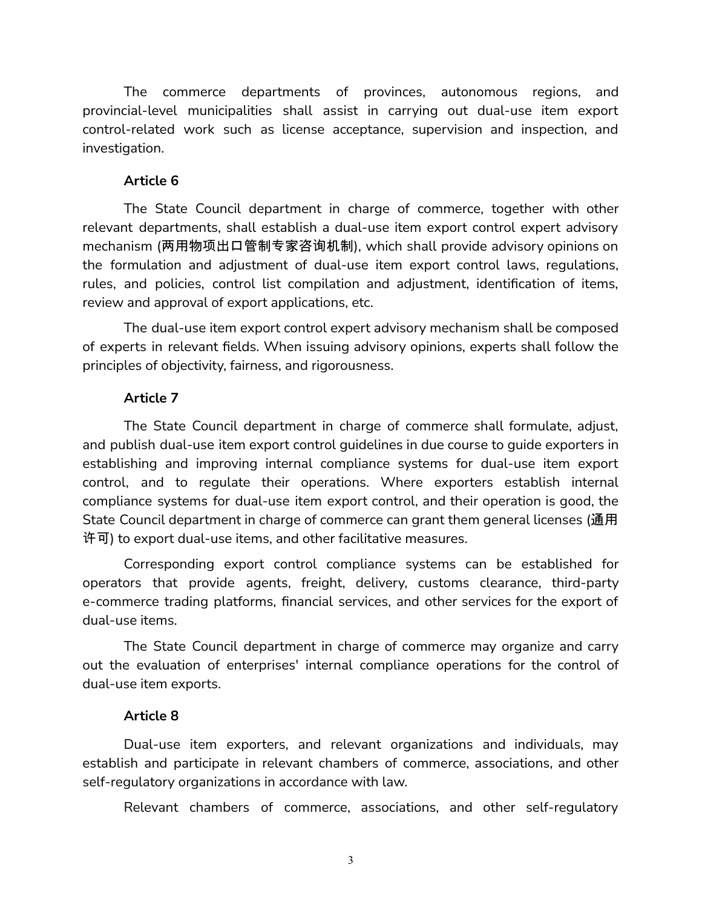The commerce departments of provinces, autonomous regions, and provincial-level municipalities shall assist in carrying out dual-use item export control-related work such as license acceptance, supervision and inspection, and investigation.

### Article 6

The State Council department in charge of commerce, together with other relevant departments, shall establish a dual-use item export control expert advisory mechanism (**两用物项出口管制专家咨询机制**), which shall provide advisory opinions on the formulation and adjustment of dual-use item export control laws, regulations, rules, and policies, control list compilation and adjustment, identification of items, review and approval of export applications, etc.

The dual-use item export control expert advisory mechanism shall be composed of experts in relevant fields. When issuing advisory opinions, experts shall follow the principles of objectivity, fairness, and rigorousness.

### Article 7

The State Council department in charge of commerce shall formulate, adjust, and publish dual-use item export control guidelines in due course to guide exporters in establishing and improving internal compliance systems for dual-use item export control, and to regulate their operations. Where exporters establish internal compliance systems for dual-use item export control, and their operation is good, the State Council department in charge of commerce can grant them general licenses (**通用许可**) to export dual-use items, and other facilitative measures.

Corresponding export control compliance systems can be established for operators that provide agents, freight, delivery, customs clearance, third-party e-commerce trading platforms, financial services, and other services for the export of dual-use items.

The State Council department in charge of commerce may organize and carry out the evaluation of enterprises' internal compliance operations for the control of dual-use item exports.

### Article 8

Dual-use item exporters, and relevant organizations and individuals, may establish and participate in relevant chambers of commerce, associations, and other self-regulatory organizations in accordance with law.

Relevant chambers of commerce, associations, and other self-regulatory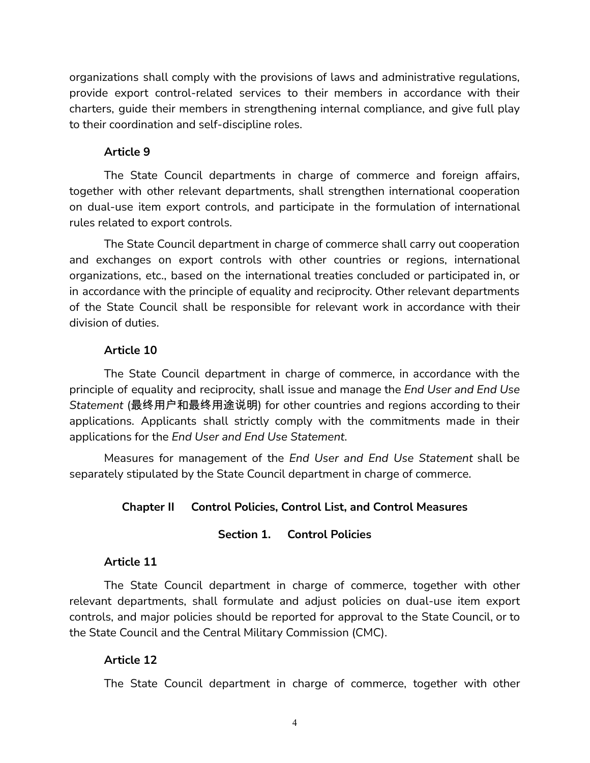organizations shall comply with the provisions of laws and administrative regulations, provide export control-related services to their members in accordance with their charters, guide their members in strengthening internal compliance, and give full play to their coordination and self-discipline roles.

**Article 9**

The State Council departments in charge of commerce and foreign affairs, together with other relevant departments, shall strengthen international cooperation on dual-use item export controls, and participate in the formulation of international rules related to export controls.

The State Council department in charge of commerce shall carry out cooperation and exchanges on export controls with other countries or regions, international organizations, etc., based on the international treaties concluded or participated in, or in accordance with the principle of equality and reciprocity. Other relevant departments of the State Council shall be responsible for relevant work in accordance with their division of duties.

**Article 10**

The State Council department in charge of commerce, in accordance with the principle of equality and reciprocity, shall issue and manage the *End User and End Use Statement* (**最终用户和最终用途说明**) for other countries and regions according to their applications. Applicants shall strictly comply with the commitments made in their applications for the *End User and End Use Statement*.

Measures for management of the *End User and End Use Statement* shall be separately stipulated by the State Council department in charge of commerce.

## Chapter II Control Policies, Control List, and Control Measures

### Section 1. Control Policies

**Article 11**

The State Council department in charge of commerce, together with other relevant departments, shall formulate and adjust policies on dual-use item export controls, and major policies should be reported for approval to the State Council, or to the State Council and the Central Military Commission (CMC).

**Article 12**

The State Council department in charge of commerce, together with other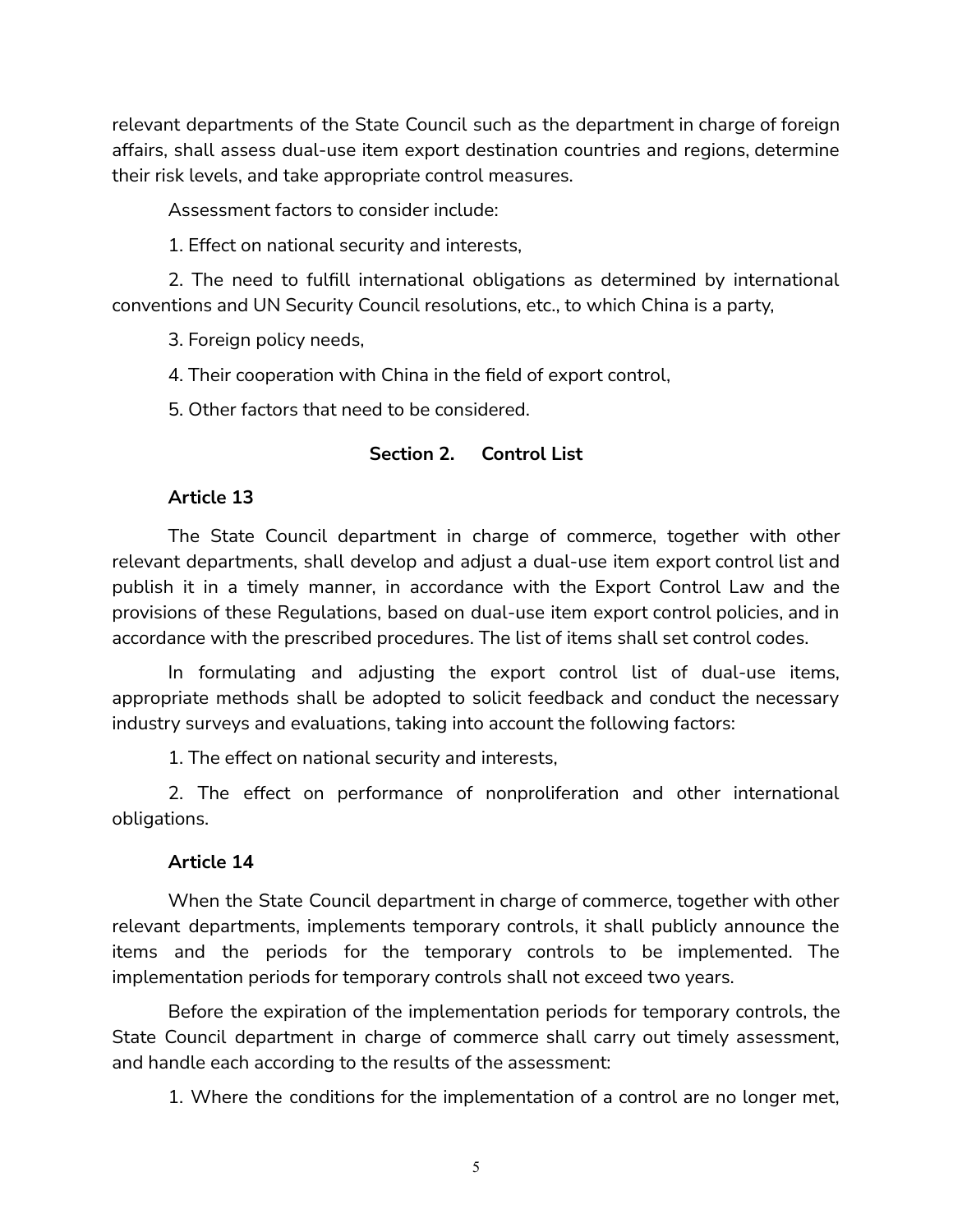relevant departments of the State Council such as the department in charge of foreign affairs, shall assess dual-use item export destination countries and regions, determine their risk levels, and take appropriate control measures.

Assessment factors to consider include:

1. Effect on national security and interests,

2. The need to fulfill international obligations as determined by international conventions and UN Security Council resolutions, etc., to which China is a party,

3. Foreign policy needs,

4. Their cooperation with China in the field of export control,

5. Other factors that need to be considered.

### Section 2. Control List

**Article 13**

The State Council department in charge of commerce, together with other relevant departments, shall develop and adjust a dual-use item export control list and publish it in a timely manner, in accordance with the Export Control Law and the provisions of these Regulations, based on dual-use item export control policies, and in accordance with the prescribed procedures. The list of items shall set control codes.

In formulating and adjusting the export control list of dual-use items, appropriate methods shall be adopted to solicit feedback and conduct the necessary industry surveys and evaluations, taking into account the following factors:

1. The effect on national security and interests,

2. The effect on performance of nonproliferation and other international obligations.

**Article 14**

When the State Council department in charge of commerce, together with other relevant departments, implements temporary controls, it shall publicly announce the items and the periods for the temporary controls to be implemented. The implementation periods for temporary controls shall not exceed two years.

Before the expiration of the implementation periods for temporary controls, the State Council department in charge of commerce shall carry out timely assessment, and handle each according to the results of the assessment:

1. Where the conditions for the implementation of a control are no longer met,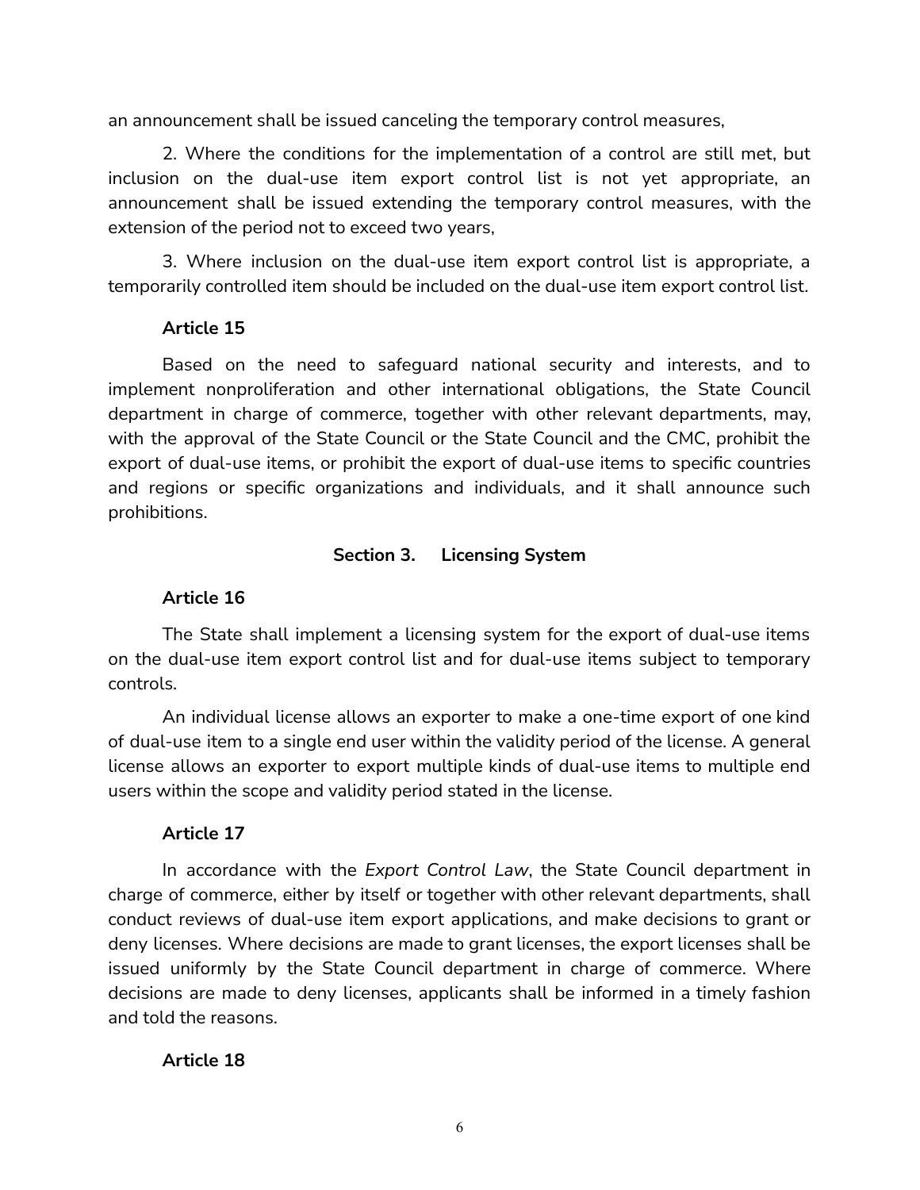an announcement shall be issued canceling the temporary control measures,

2. Where the conditions for the implementation of a control are still met, but inclusion on the dual-use item export control list is not yet appropriate, an announcement shall be issued extending the temporary control measures, with the extension of the period not to exceed two years,

3. Where inclusion on the dual-use item export control list is appropriate, a temporarily controlled item should be included on the dual-use item export control list.

**Article 15**

Based on the need to safeguard national security and interests, and to implement nonproliferation and other international obligations, the State Council department in charge of commerce, together with other relevant departments, may, with the approval of the State Council or the State Council and the CMC, prohibit the export of dual-use items, or prohibit the export of dual-use items to specific countries and regions or specific organizations and individuals, and it shall announce such prohibitions.

### Section 3. Licensing System

**Article 16**

The State shall implement a licensing system for the export of dual-use items on the dual-use item export control list and for dual-use items subject to temporary controls.

An individual license allows an exporter to make a one-time export of one kind of dual-use item to a single end user within the validity period of the license. A general license allows an exporter to export multiple kinds of dual-use items to multiple end users within the scope and validity period stated in the license.

**Article 17**

In accordance with the *Export Control Law*, the State Council department in charge of commerce, either by itself or together with other relevant departments, shall conduct reviews of dual-use item export applications, and make decisions to grant or deny licenses. Where decisions are made to grant licenses, the export licenses shall be issued uniformly by the State Council department in charge of commerce. Where decisions are made to deny licenses, applicants shall be informed in a timely fashion and told the reasons.

**Article 18**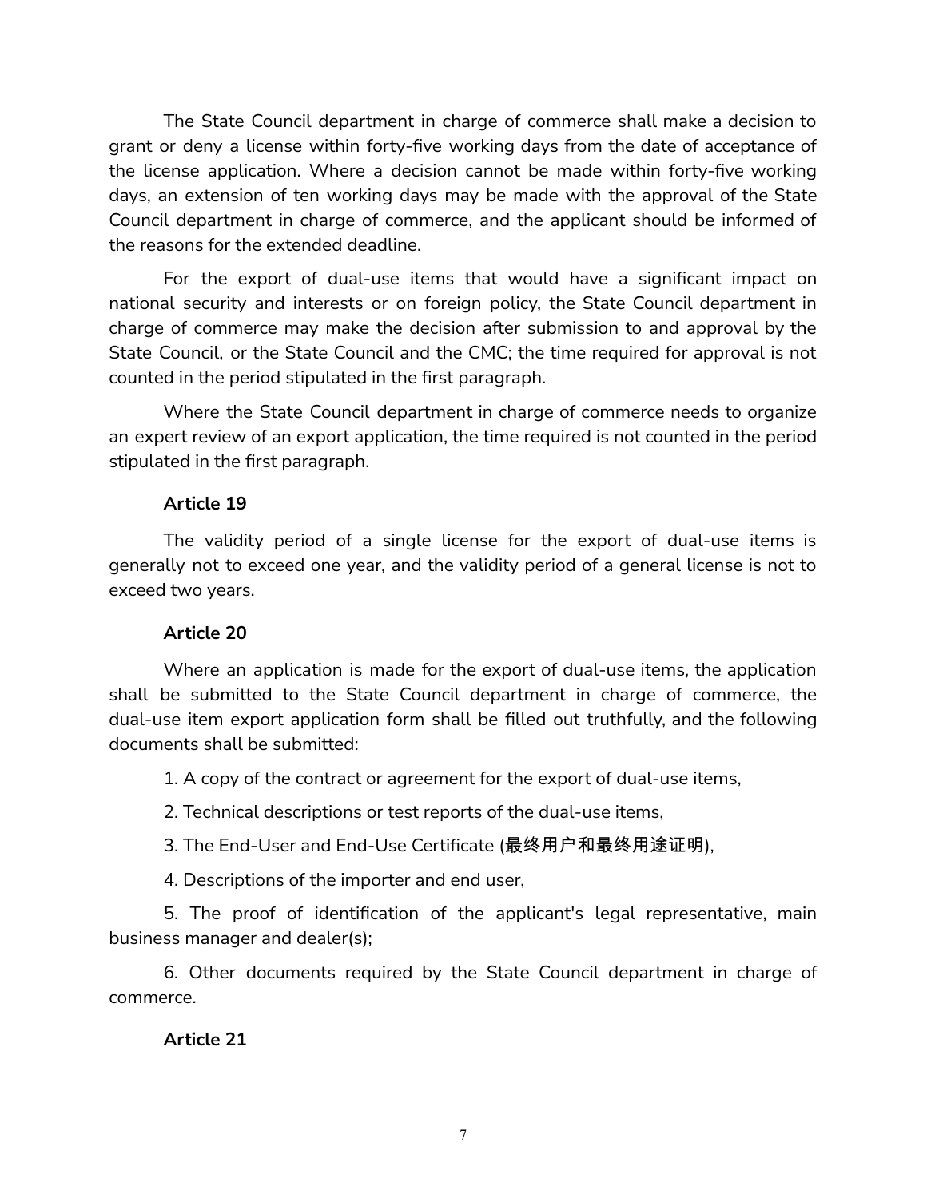The State Council department in charge of commerce shall make a decision to grant or deny a license within forty-five working days from the date of acceptance of the license application. Where a decision cannot be made within forty-five working days, an extension of ten working days may be made with the approval of the State Council department in charge of commerce, and the applicant should be informed of the reasons for the extended deadline.

For the export of dual-use items that would have a significant impact on national security and interests or on foreign policy, the State Council department in charge of commerce may make the decision after submission to and approval by the State Council, or the State Council and the CMC; the time required for approval is not counted in the period stipulated in the first paragraph.

Where the State Council department in charge of commerce needs to organize an expert review of an export application, the time required is not counted in the period stipulated in the first paragraph.

**Article 19**

The validity period of a single license for the export of dual-use items is generally not to exceed one year, and the validity period of a general license is not to exceed two years.

**Article 20**

Where an application is made for the export of dual-use items, the application shall be submitted to the State Council department in charge of commerce, the dual-use item export application form shall be filled out truthfully, and the following documents shall be submitted:

1. A copy of the contract or agreement for the export of dual-use items,

2. Technical descriptions or test reports of the dual-use items,

3. The End-User and End-Use Certificate (**最终用户和最终用途证明**),

4. Descriptions of the importer and end user,

5. The proof of identification of the applicant's legal representative, main business manager and dealer(s);

6. Other documents required by the State Council department in charge of commerce.

**Article 21**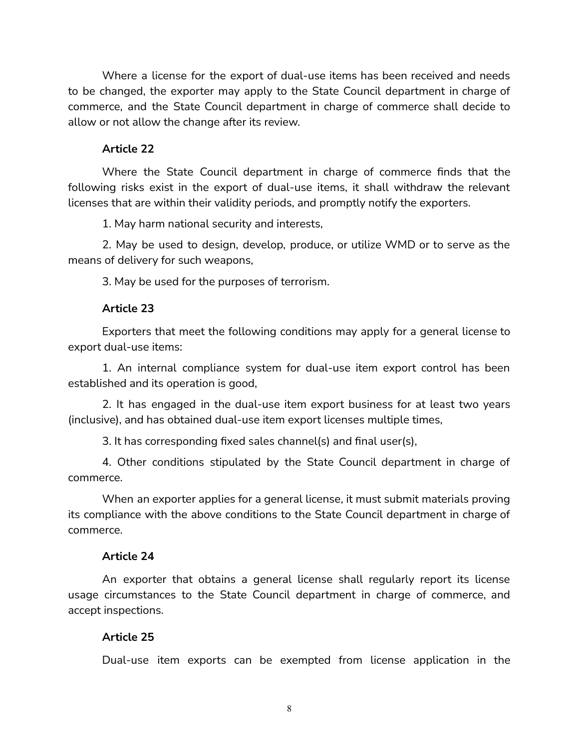Where a license for the export of dual-use items has been received and needs to be changed, the exporter may apply to the State Council department in charge of commerce, and the State Council department in charge of commerce shall decide to allow or not allow the change after its review.

### Article 22

Where the State Council department in charge of commerce finds that the following risks exist in the export of dual-use items, it shall withdraw the relevant licenses that are within their validity periods, and promptly notify the exporters.

1. May harm national security and interests,

2. May be used to design, develop, produce, or utilize WMD or to serve as the means of delivery for such weapons,

3. May be used for the purposes of terrorism.

### Article 23

Exporters that meet the following conditions may apply for a general license to export dual-use items:

1. An internal compliance system for dual-use item export control has been established and its operation is good,

2. It has engaged in the dual-use item export business for at least two years (inclusive), and has obtained dual-use item export licenses multiple times,

3. It has corresponding fixed sales channel(s) and final user(s),

4. Other conditions stipulated by the State Council department in charge of commerce.

When an exporter applies for a general license, it must submit materials proving its compliance with the above conditions to the State Council department in charge of commerce.

### Article 24

An exporter that obtains a general license shall regularly report its license usage circumstances to the State Council department in charge of commerce, and accept inspections.

### Article 25

Dual-use item exports can be exempted from license application in the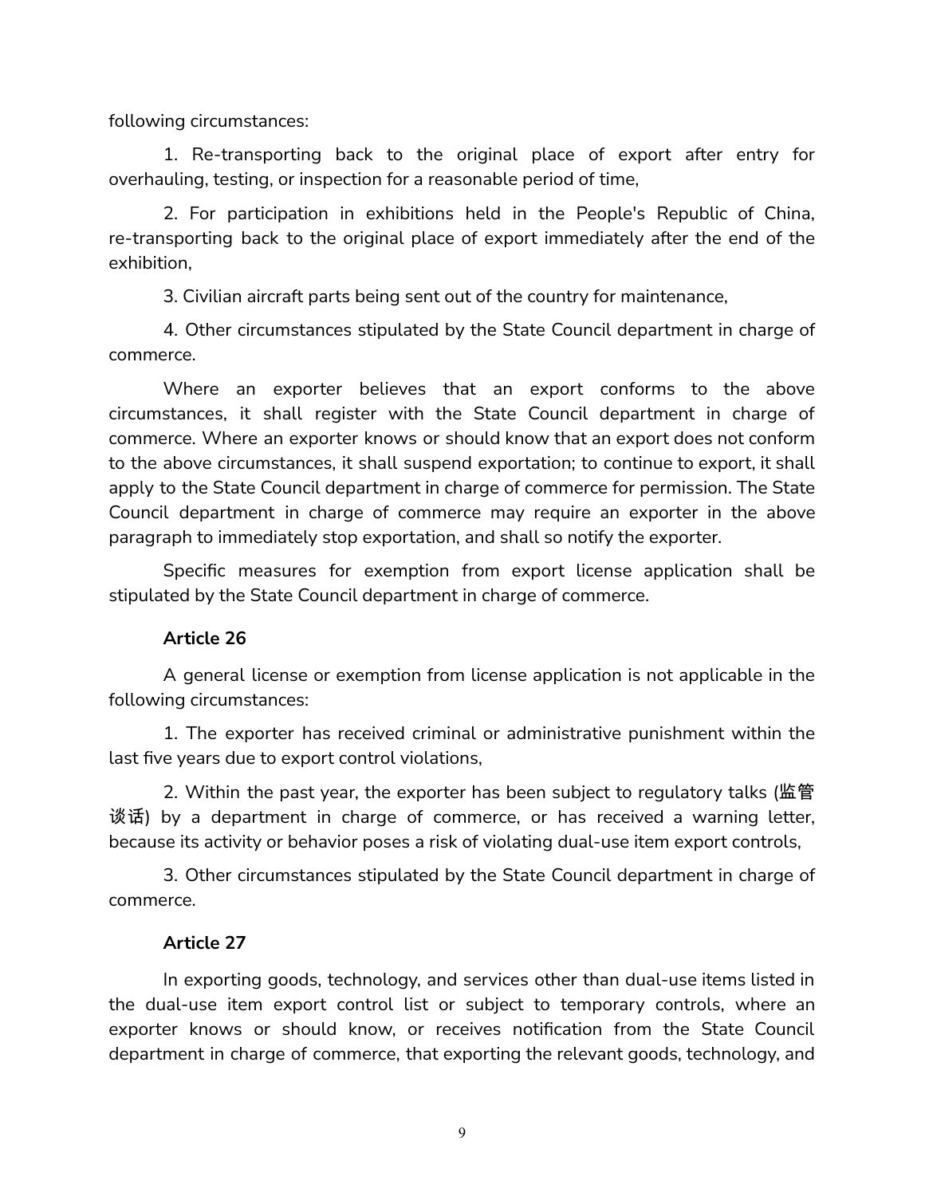following circumstances:

1. Re-transporting back to the original place of export after entry for overhauling, testing, or inspection for a reasonable period of time,

2. For participation in exhibitions held in the People's Republic of China, re-transporting back to the original place of export immediately after the end of the exhibition,

3. Civilian aircraft parts being sent out of the country for maintenance,

4. Other circumstances stipulated by the State Council department in charge of commerce.

Where an exporter believes that an export conforms to the above circumstances, it shall register with the State Council department in charge of commerce. Where an exporter knows or should know that an export does not conform to the above circumstances, it shall suspend exportation; to continue to export, it shall apply to the State Council department in charge of commerce for permission. The State Council department in charge of commerce may require an exporter in the above paragraph to immediately stop exportation, and shall so notify the exporter.

Specific measures for exemption from export license application shall be stipulated by the State Council department in charge of commerce.

**Article 26**

A general license or exemption from license application is not applicable in the following circumstances:

1. The exporter has received criminal or administrative punishment within the last five years due to export control violations,

2. Within the past year, the exporter has been subject to regulatory talks (监管谈话) by a department in charge of commerce, or has received a warning letter, because its activity or behavior poses a risk of violating dual-use item export controls,

3. Other circumstances stipulated by the State Council department in charge of commerce.

**Article 27**

In exporting goods, technology, and services other than dual-use items listed in the dual-use item export control list or subject to temporary controls, where an exporter knows or should know, or receives notification from the State Council department in charge of commerce, that exporting the relevant goods, technology, and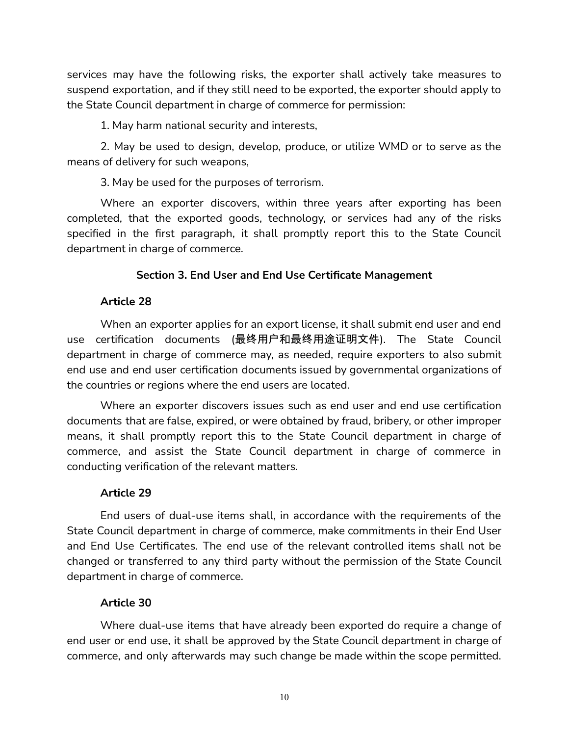services may have the following risks, the exporter shall actively take measures to suspend exportation, and if they still need to be exported, the exporter should apply to the State Council department in charge of commerce for permission:

1. May harm national security and interests,

2. May be used to design, develop, produce, or utilize WMD or to serve as the means of delivery for such weapons,

3. May be used for the purposes of terrorism.

Where an exporter discovers, within three years after exporting has been completed, that the exported goods, technology, or services had any of the risks specified in the first paragraph, it shall promptly report this to the State Council department in charge of commerce.

### Section 3. End User and End Use Certificate Management

**Article 28**

When an exporter applies for an export license, it shall submit end user and end use certification documents (最终用户和最终用途证明文件). The State Council department in charge of commerce may, as needed, require exporters to also submit end use and end user certification documents issued by governmental organizations of the countries or regions where the end users are located.

Where an exporter discovers issues such as end user and end use certification documents that are false, expired, or were obtained by fraud, bribery, or other improper means, it shall promptly report this to the State Council department in charge of commerce, and assist the State Council department in charge of commerce in conducting verification of the relevant matters.

**Article 29**

End users of dual-use items shall, in accordance with the requirements of the State Council department in charge of commerce, make commitments in their End User and End Use Certificates. The end use of the relevant controlled items shall not be changed or transferred to any third party without the permission of the State Council department in charge of commerce.

**Article 30**

Where dual-use items that have already been exported do require a change of end user or end use, it shall be approved by the State Council department in charge of commerce, and only afterwards may such change be made within the scope permitted.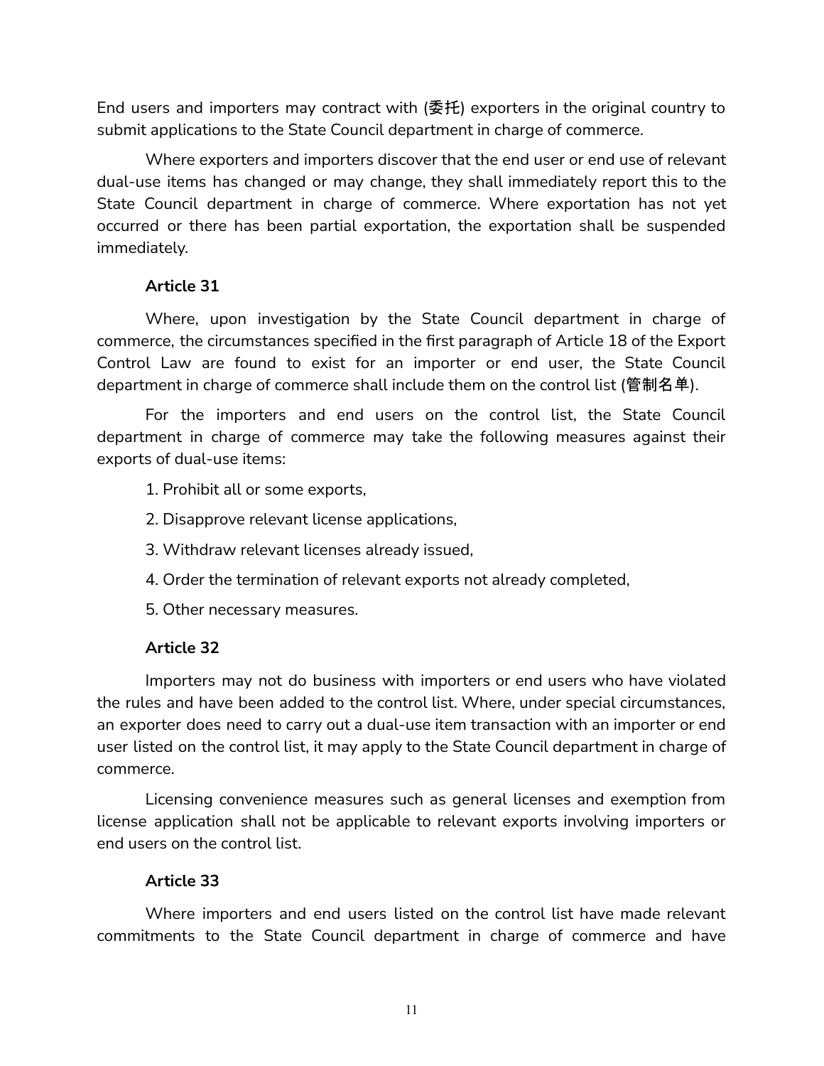End users and importers may contract with (委托) exporters in the original country to submit applications to the State Council department in charge of commerce.

Where exporters and importers discover that the end user or end use of relevant dual-use items has changed or may change, they shall immediately report this to the State Council department in charge of commerce. Where exportation has not yet occurred or there has been partial exportation, the exportation shall be suspended immediately.

**Article 31**

Where, upon investigation by the State Council department in charge of commerce, the circumstances specified in the first paragraph of Article 18 of the Export Control Law are found to exist for an importer or end user, the State Council department in charge of commerce shall include them on the control list (管制名单).

For the importers and end users on the control list, the State Council department in charge of commerce may take the following measures against their exports of dual-use items:

1. Prohibit all or some exports,
2. Disapprove relevant license applications,
3. Withdraw relevant licenses already issued,
4. Order the termination of relevant exports not already completed,
5. Other necessary measures.

**Article 32**

Importers may not do business with importers or end users who have violated the rules and have been added to the control list. Where, under special circumstances, an exporter does need to carry out a dual-use item transaction with an importer or end user listed on the control list, it may apply to the State Council department in charge of commerce.

Licensing convenience measures such as general licenses and exemption from license application shall not be applicable to relevant exports involving importers or end users on the control list.

**Article 33**

Where importers and end users listed on the control list have made relevant commitments to the State Council department in charge of commerce and have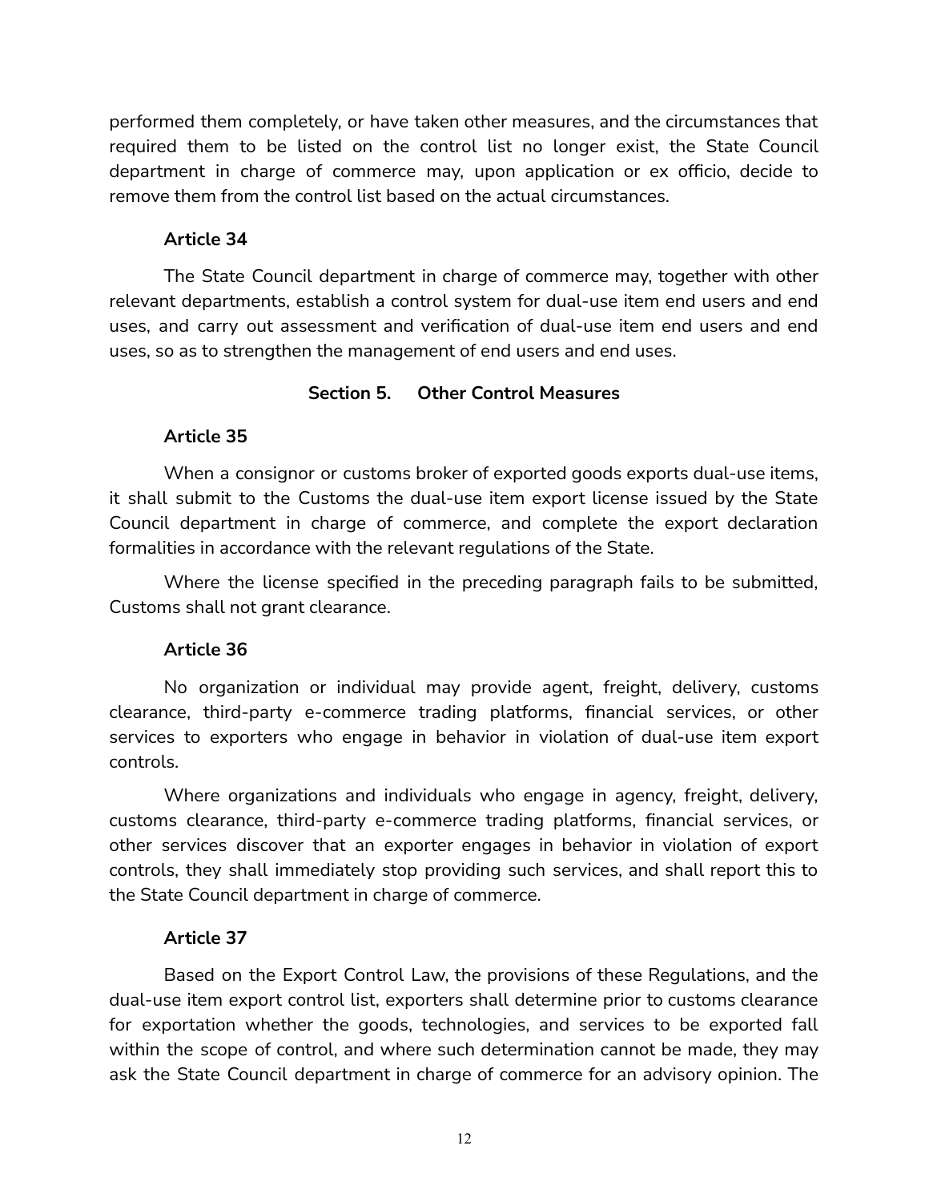performed them completely, or have taken other measures, and the circumstances that required them to be listed on the control list no longer exist, the State Council department in charge of commerce may, upon application or ex officio, decide to remove them from the control list based on the actual circumstances.

**Article 34**

The State Council department in charge of commerce may, together with other relevant departments, establish a control system for dual-use item end users and end uses, and carry out assessment and verification of dual-use item end users and end uses, so as to strengthen the management of end users and end uses.

### Section 5. Other Control Measures

**Article 35**

When a consignor or customs broker of exported goods exports dual-use items, it shall submit to the Customs the dual-use item export license issued by the State Council department in charge of commerce, and complete the export declaration formalities in accordance with the relevant regulations of the State.

Where the license specified in the preceding paragraph fails to be submitted, Customs shall not grant clearance.

**Article 36**

No organization or individual may provide agent, freight, delivery, customs clearance, third-party e-commerce trading platforms, financial services, or other services to exporters who engage in behavior in violation of dual-use item export controls.

Where organizations and individuals who engage in agency, freight, delivery, customs clearance, third-party e-commerce trading platforms, financial services, or other services discover that an exporter engages in behavior in violation of export controls, they shall immediately stop providing such services, and shall report this to the State Council department in charge of commerce.

**Article 37**

Based on the Export Control Law, the provisions of these Regulations, and the dual-use item export control list, exporters shall determine prior to customs clearance for exportation whether the goods, technologies, and services to be exported fall within the scope of control, and where such determination cannot be made, they may ask the State Council department in charge of commerce for an advisory opinion. The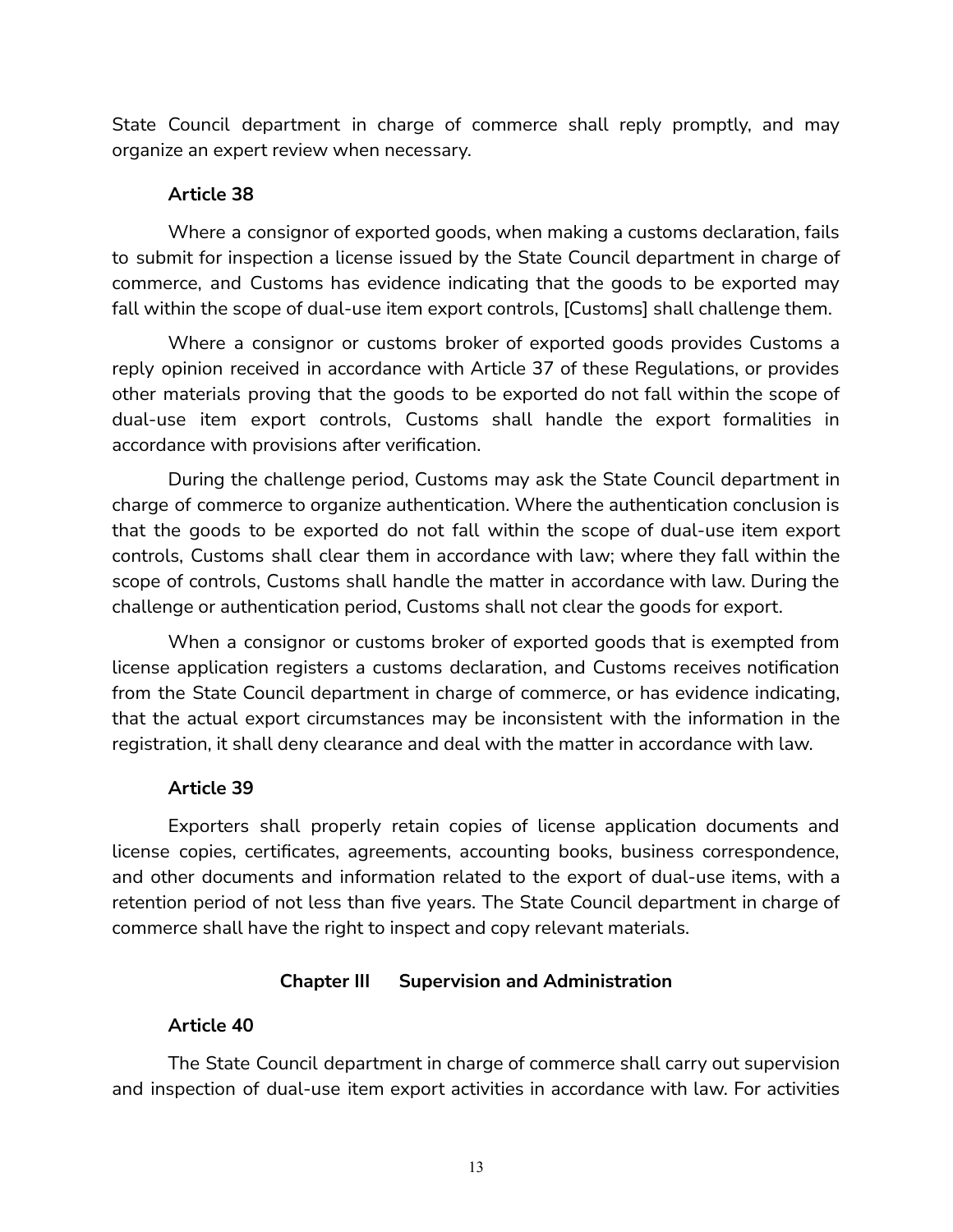State Council department in charge of commerce shall reply promptly, and may organize an expert review when necessary.

**Article 38**

Where a consignor of exported goods, when making a customs declaration, fails to submit for inspection a license issued by the State Council department in charge of commerce, and Customs has evidence indicating that the goods to be exported may fall within the scope of dual-use item export controls, [Customs] shall challenge them.

Where a consignor or customs broker of exported goods provides Customs a reply opinion received in accordance with Article 37 of these Regulations, or provides other materials proving that the goods to be exported do not fall within the scope of dual-use item export controls, Customs shall handle the export formalities in accordance with provisions after verification.

During the challenge period, Customs may ask the State Council department in charge of commerce to organize authentication. Where the authentication conclusion is that the goods to be exported do not fall within the scope of dual-use item export controls, Customs shall clear them in accordance with law; where they fall within the scope of controls, Customs shall handle the matter in accordance with law. During the challenge or authentication period, Customs shall not clear the goods for export.

When a consignor or customs broker of exported goods that is exempted from license application registers a customs declaration, and Customs receives notification from the State Council department in charge of commerce, or has evidence indicating, that the actual export circumstances may be inconsistent with the information in the registration, it shall deny clearance and deal with the matter in accordance with law.

**Article 39**

Exporters shall properly retain copies of license application documents and license copies, certificates, agreements, accounting books, business correspondence, and other documents and information related to the export of dual-use items, with a retention period of not less than five years. The State Council department in charge of commerce shall have the right to inspect and copy relevant materials.

## Chapter III Supervision and Administration

**Article 40**

The State Council department in charge of commerce shall carry out supervision and inspection of dual-use item export activities in accordance with law. For activities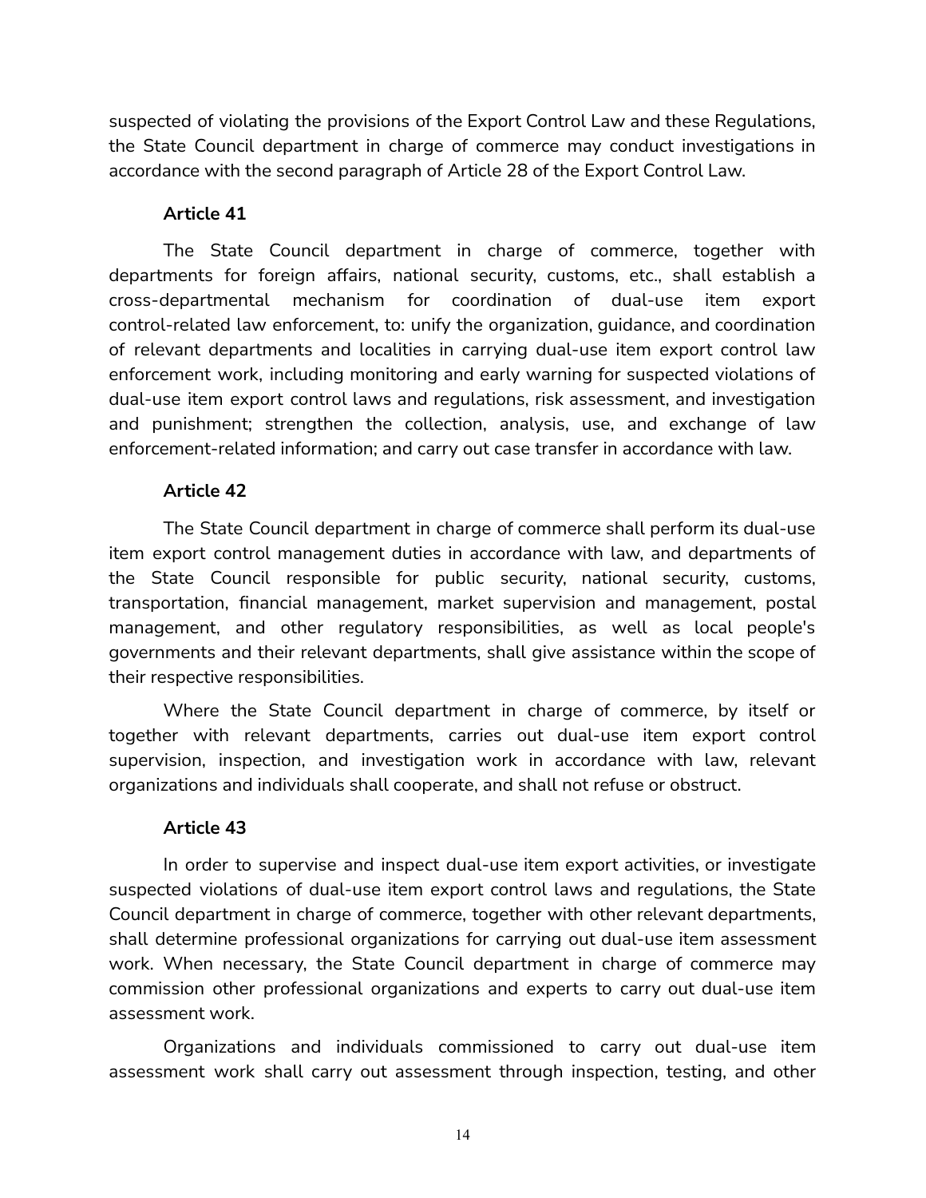suspected of violating the provisions of the Export Control Law and these Regulations, the State Council department in charge of commerce may conduct investigations in accordance with the second paragraph of Article 28 of the Export Control Law.

**Article 41**

The State Council department in charge of commerce, together with departments for foreign affairs, national security, customs, etc., shall establish a cross-departmental mechanism for coordination of dual-use item export control-related law enforcement, to: unify the organization, guidance, and coordination of relevant departments and localities in carrying dual-use item export control law enforcement work, including monitoring and early warning for suspected violations of dual-use item export control laws and regulations, risk assessment, and investigation and punishment; strengthen the collection, analysis, use, and exchange of law enforcement-related information; and carry out case transfer in accordance with law.

**Article 42**

The State Council department in charge of commerce shall perform its dual-use item export control management duties in accordance with law, and departments of the State Council responsible for public security, national security, customs, transportation, financial management, market supervision and management, postal management, and other regulatory responsibilities, as well as local people's governments and their relevant departments, shall give assistance within the scope of their respective responsibilities.

Where the State Council department in charge of commerce, by itself or together with relevant departments, carries out dual-use item export control supervision, inspection, and investigation work in accordance with law, relevant organizations and individuals shall cooperate, and shall not refuse or obstruct.

**Article 43**

In order to supervise and inspect dual-use item export activities, or investigate suspected violations of dual-use item export control laws and regulations, the State Council department in charge of commerce, together with other relevant departments, shall determine professional organizations for carrying out dual-use item assessment work. When necessary, the State Council department in charge of commerce may commission other professional organizations and experts to carry out dual-use item assessment work.

Organizations and individuals commissioned to carry out dual-use item assessment work shall carry out assessment through inspection, testing, and other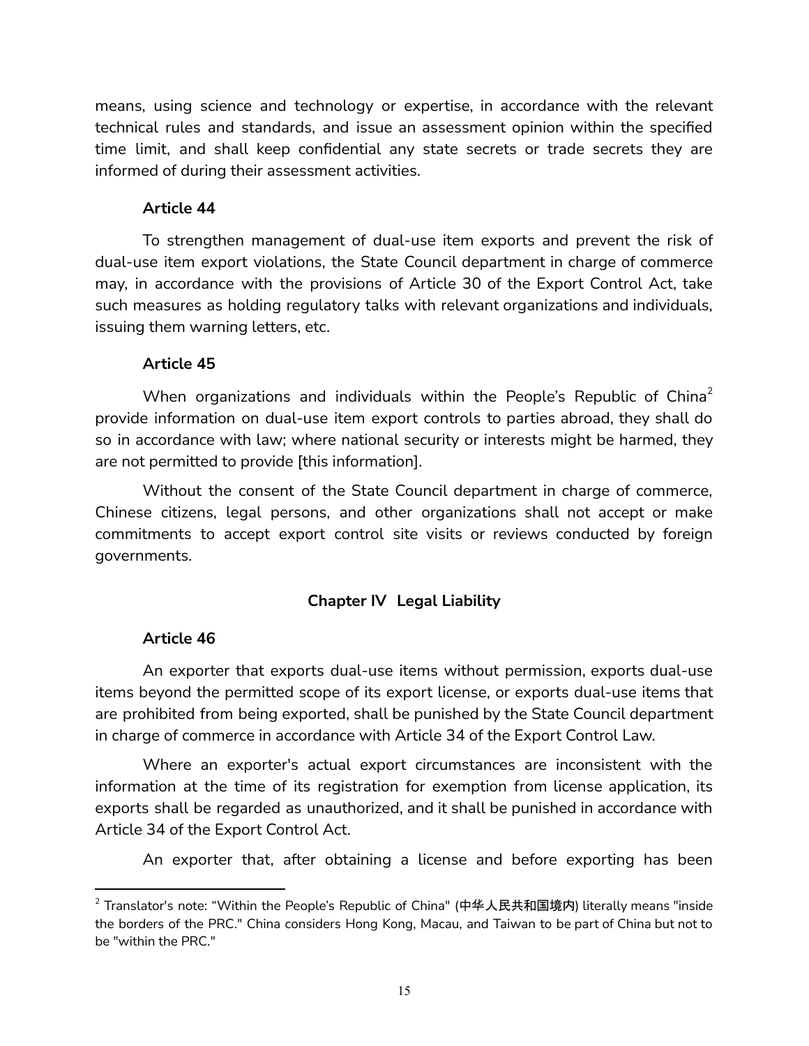means, using science and technology or expertise, in accordance with the relevant technical rules and standards, and issue an assessment opinion within the specified time limit, and shall keep confidential any state secrets or trade secrets they are informed of during their assessment activities.

**Article 44**

To strengthen management of dual-use item exports and prevent the risk of dual-use item export violations, the State Council department in charge of commerce may, in accordance with the provisions of Article 30 of the Export Control Act, take such measures as holding regulatory talks with relevant organizations and individuals, issuing them warning letters, etc.

**Article 45**

When organizations and individuals within the People's Republic of China[2] provide information on dual-use item export controls to parties abroad, they shall do so in accordance with law; where national security or interests might be harmed, they are not permitted to provide [this information].

Without the consent of the State Council department in charge of commerce, Chinese citizens, legal persons, and other organizations shall not accept or make commitments to accept export control site visits or reviews conducted by foreign governments.

## Chapter IV Legal Liability

**Article 46**

An exporter that exports dual-use items without permission, exports dual-use items beyond the permitted scope of its export license, or exports dual-use items that are prohibited from being exported, shall be punished by the State Council department in charge of commerce in accordance with Article 34 of the Export Control Law.

Where an exporter's actual export circumstances are inconsistent with the information at the time of its registration for exemption from license application, its exports shall be regarded as unauthorized, and it shall be punished in accordance with Article 34 of the Export Control Act.

An exporter that, after obtaining a license and before exporting has been

[2] Translator's note: "Within the People's Republic of China" (中华人民共和国境内) literally means "inside the borders of the PRC." China considers Hong Kong, Macau, and Taiwan to be part of China but not to be "within the PRC."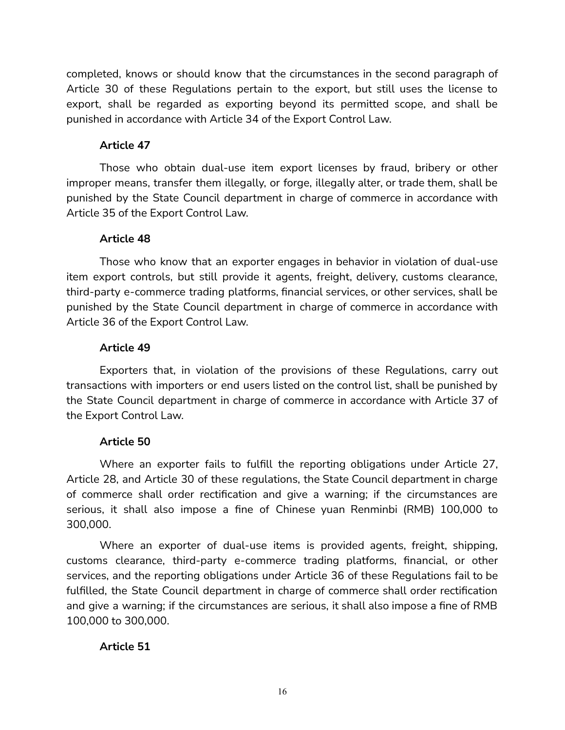completed, knows or should know that the circumstances in the second paragraph of Article 30 of these Regulations pertain to the export, but still uses the license to export, shall be regarded as exporting beyond its permitted scope, and shall be punished in accordance with Article 34 of the Export Control Law.

**Article 47**

Those who obtain dual-use item export licenses by fraud, bribery or other improper means, transfer them illegally, or forge, illegally alter, or trade them, shall be punished by the State Council department in charge of commerce in accordance with Article 35 of the Export Control Law.

**Article 48**

Those who know that an exporter engages in behavior in violation of dual-use item export controls, but still provide it agents, freight, delivery, customs clearance, third-party e-commerce trading platforms, financial services, or other services, shall be punished by the State Council department in charge of commerce in accordance with Article 36 of the Export Control Law.

**Article 49**

Exporters that, in violation of the provisions of these Regulations, carry out transactions with importers or end users listed on the control list, shall be punished by the State Council department in charge of commerce in accordance with Article 37 of the Export Control Law.

**Article 50**

Where an exporter fails to fulfill the reporting obligations under Article 27, Article 28, and Article 30 of these regulations, the State Council department in charge of commerce shall order rectification and give a warning; if the circumstances are serious, it shall also impose a fine of Chinese yuan Renminbi (RMB) 100,000 to 300,000.

Where an exporter of dual-use items is provided agents, freight, shipping, customs clearance, third-party e-commerce trading platforms, financial, or other services, and the reporting obligations under Article 36 of these Regulations fail to be fulfilled, the State Council department in charge of commerce shall order rectification and give a warning; if the circumstances are serious, it shall also impose a fine of RMB 100,000 to 300,000.

**Article 51**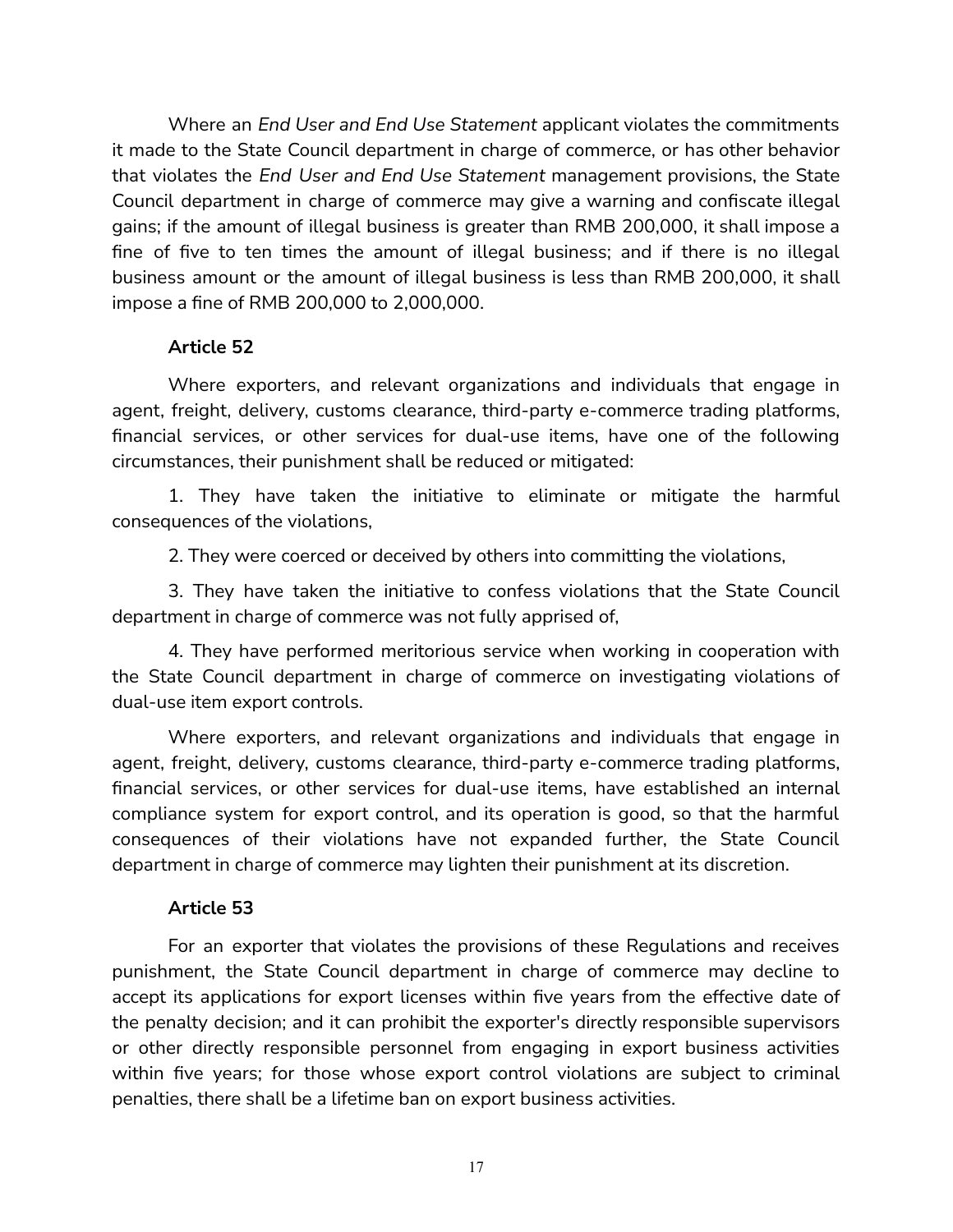Where an *End User and End Use Statement* applicant violates the commitments it made to the State Council department in charge of commerce, or has other behavior that violates the *End User and End Use Statement* management provisions, the State Council department in charge of commerce may give a warning and confiscate illegal gains; if the amount of illegal business is greater than RMB 200,000, it shall impose a fine of five to ten times the amount of illegal business; and if there is no illegal business amount or the amount of illegal business is less than RMB 200,000, it shall impose a fine of RMB 200,000 to 2,000,000.

**Article 52**

Where exporters, and relevant organizations and individuals that engage in agent, freight, delivery, customs clearance, third-party e-commerce trading platforms, financial services, or other services for dual-use items, have one of the following circumstances, their punishment shall be reduced or mitigated:

1. They have taken the initiative to eliminate or mitigate the harmful consequences of the violations,

2. They were coerced or deceived by others into committing the violations,

3. They have taken the initiative to confess violations that the State Council department in charge of commerce was not fully apprised of,

4. They have performed meritorious service when working in cooperation with the State Council department in charge of commerce on investigating violations of dual-use item export controls.

Where exporters, and relevant organizations and individuals that engage in agent, freight, delivery, customs clearance, third-party e-commerce trading platforms, financial services, or other services for dual-use items, have established an internal compliance system for export control, and its operation is good, so that the harmful consequences of their violations have not expanded further, the State Council department in charge of commerce may lighten their punishment at its discretion.

**Article 53**

For an exporter that violates the provisions of these Regulations and receives punishment, the State Council department in charge of commerce may decline to accept its applications for export licenses within five years from the effective date of the penalty decision; and it can prohibit the exporter's directly responsible supervisors or other directly responsible personnel from engaging in export business activities within five years; for those whose export control violations are subject to criminal penalties, there shall be a lifetime ban on export business activities.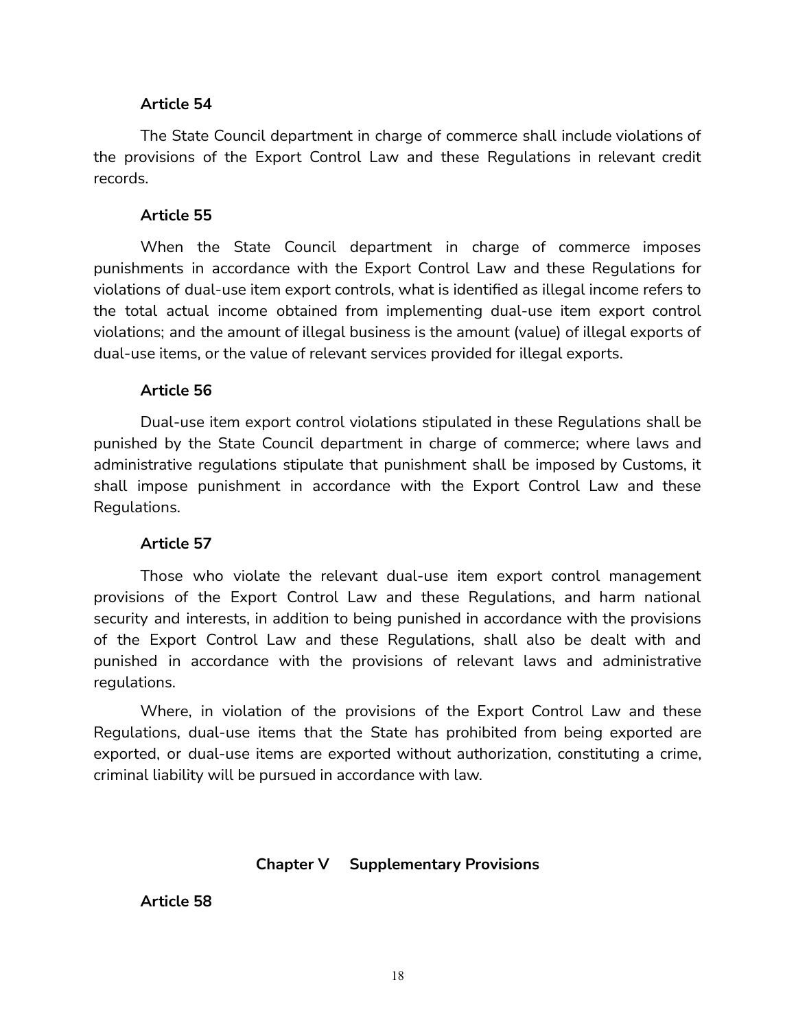**Article 54**

The State Council department in charge of commerce shall include violations of the provisions of the Export Control Law and these Regulations in relevant credit records.

**Article 55**

When the State Council department in charge of commerce imposes punishments in accordance with the Export Control Law and these Regulations for violations of dual-use item export controls, what is identified as illegal income refers to the total actual income obtained from implementing dual-use item export control violations; and the amount of illegal business is the amount (value) of illegal exports of dual-use items, or the value of relevant services provided for illegal exports.

**Article 56**

Dual-use item export control violations stipulated in these Regulations shall be punished by the State Council department in charge of commerce; where laws and administrative regulations stipulate that punishment shall be imposed by Customs, it shall impose punishment in accordance with the Export Control Law and these Regulations.

**Article 57**

Those who violate the relevant dual-use item export control management provisions of the Export Control Law and these Regulations, and harm national security and interests, in addition to being punished in accordance with the provisions of the Export Control Law and these Regulations, shall also be dealt with and punished in accordance with the provisions of relevant laws and administrative regulations.

Where, in violation of the provisions of the Export Control Law and these Regulations, dual-use items that the State has prohibited from being exported are exported, or dual-use items are exported without authorization, constituting a crime, criminal liability will be pursued in accordance with law.

## Chapter V Supplementary Provisions

**Article 58**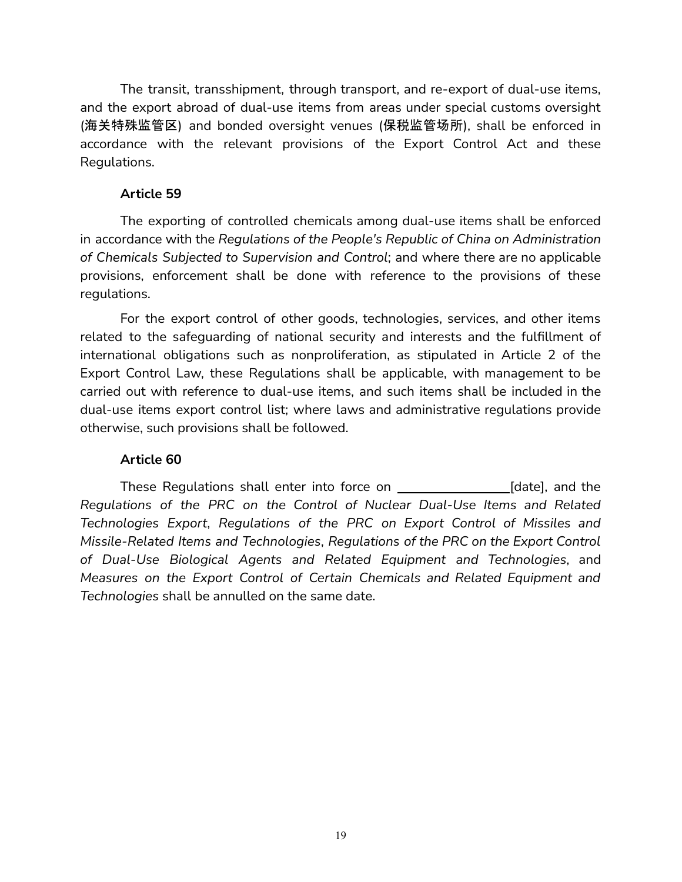The transit, transshipment, through transport, and re-export of dual-use items, and the export abroad of dual-use items from areas under special customs oversight (海关特殊监管区) and bonded oversight venues (保税监管场所), shall be enforced in accordance with the relevant provisions of the Export Control Act and these Regulations.

**Article 59**

The exporting of controlled chemicals among dual-use items shall be enforced in accordance with the *Regulations of the People's Republic of China on Administration of Chemicals Subjected to Supervision and Control*; and where there are no applicable provisions, enforcement shall be done with reference to the provisions of these regulations.

For the export control of other goods, technologies, services, and other items related to the safeguarding of national security and interests and the fulfillment of international obligations such as nonproliferation, as stipulated in Article 2 of the Export Control Law, these Regulations shall be applicable, with management to be carried out with reference to dual-use items, and such items shall be included in the dual-use items export control list; where laws and administrative regulations provide otherwise, such provisions shall be followed.

**Article 60**

These Regulations shall enter into force on \_\_\_\_\_\_\_\_\_\_\_\_\_\_\_\_[date], and the *Regulations of the PRC on the Control of Nuclear Dual-Use Items and Related Technologies Export*, *Regulations of the PRC on Export Control of Missiles and Missile-Related Items and Technologies*, *Regulations of the PRC on the Export Control of Dual-Use Biological Agents and Related Equipment and Technologies*, and *Measures on the Export Control of Certain Chemicals and Related Equipment and Technologies* shall be annulled on the same date.